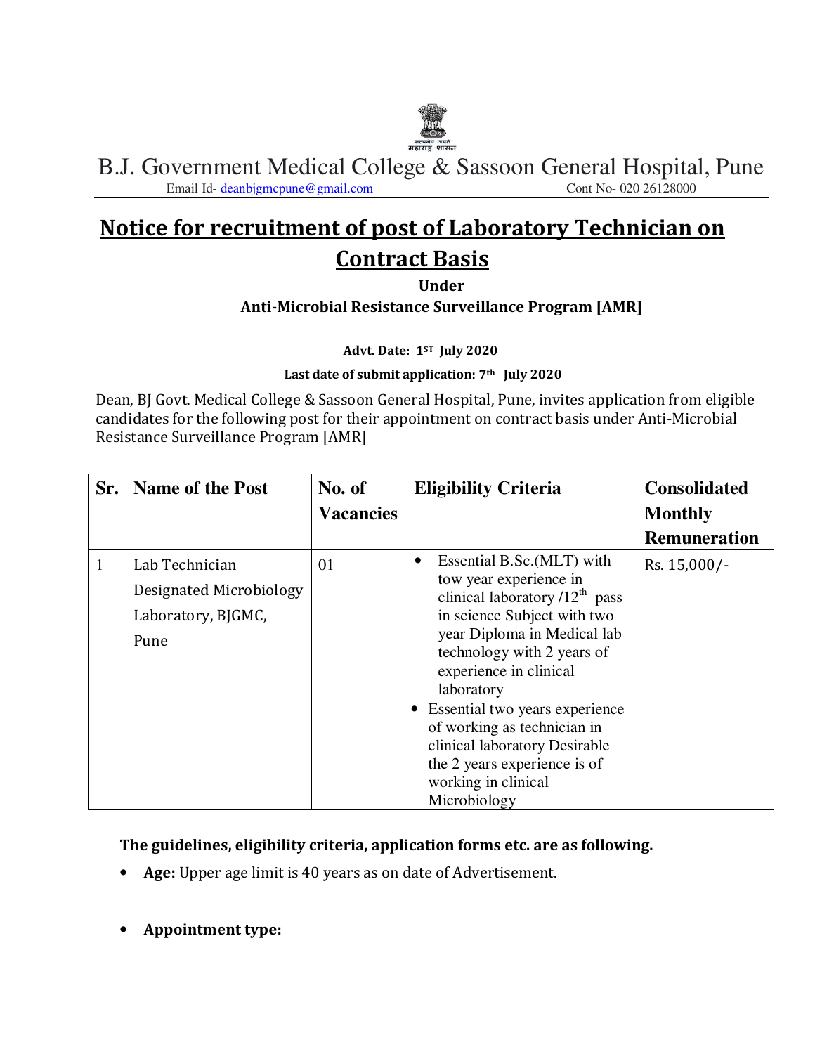सत्यमेव जयते
महाराष्ट्र शासन

B.J. Government Medical College & Sassoon General Hospital, Pune

Email Id- deanbjgmcpune@gmail.com Cont No- 020 26128000

# Notice for recruitment of post of Laboratory Technician on Contract Basis

**Under**

**Anti-Microbial Resistance Surveillance Program [AMR]**

**Advt. Date: 1ST July 2020**

**Last date of submit application: 7th July 2020**

Dean, BJ Govt. Medical College & Sassoon General Hospital, Pune, invites application from eligible candidates for the following post for their appointment on contract basis under Anti-Microbial Resistance Surveillance Program [AMR]

| Sr. | Name of the Post | No. of Vacancies | Eligibility Criteria | Consolidated Monthly Remuneration |
|---|---|---|---|---|
| 1 | Lab Technician Designated Microbiology Laboratory, BJGMC, Pune | 01 | • Essential B.Sc.(MLT) with tow year experience in clinical laboratory /12th pass in science Subject with two year Diploma in Medical lab technology with 2 years of experience in clinical laboratory<br>• Essential two years experience of working as technician in clinical laboratory Desirable the 2 years experience is of working in clinical Microbiology | Rs. 15,000/- |

**The guidelines, eligibility criteria, application forms etc. are as following.**

- **Age:** Upper age limit is 40 years as on date of Advertisement.

- **Appointment type:**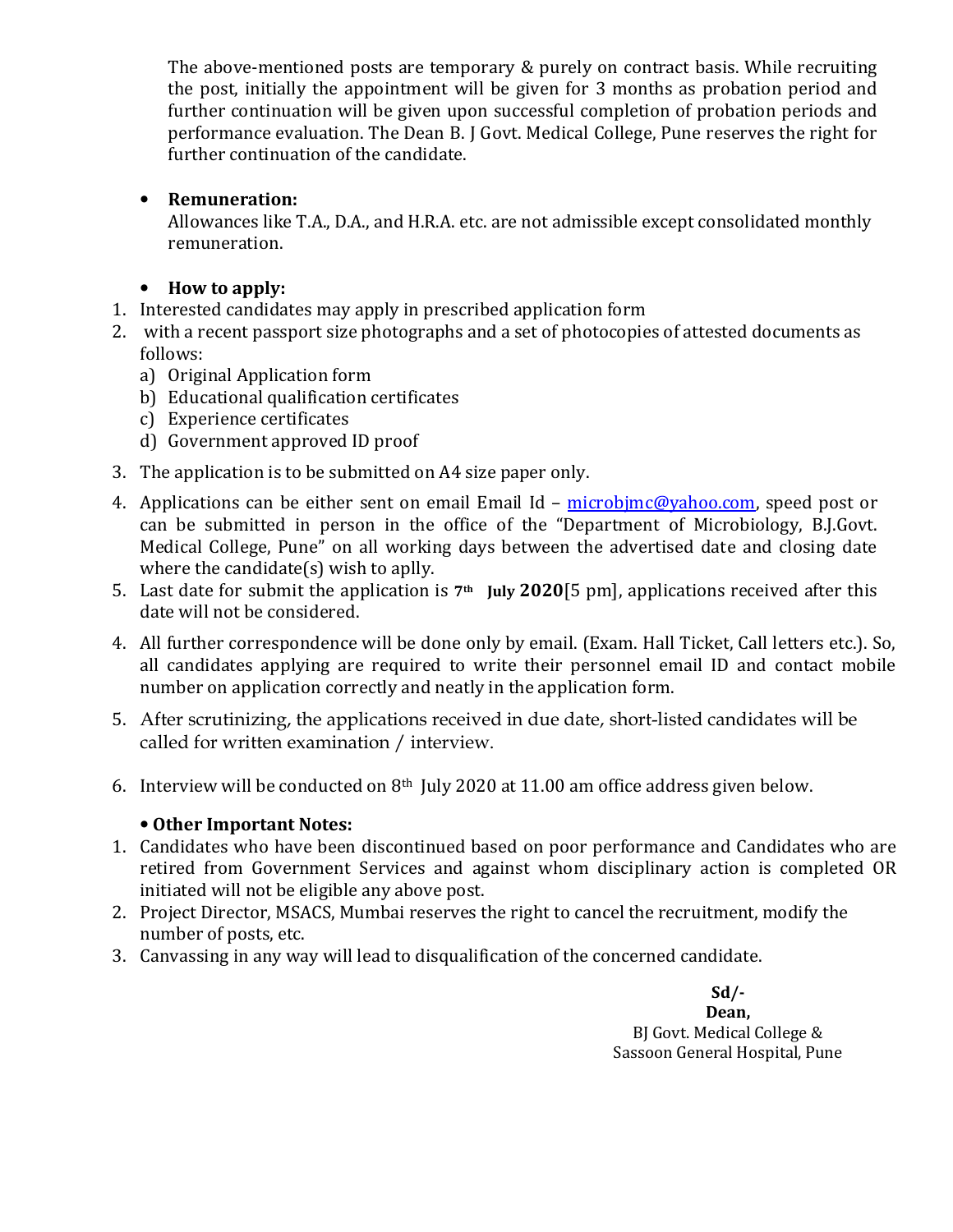The above-mentioned posts are temporary & purely on contract basis. While recruiting the post, initially the appointment will be given for 3 months as probation period and further continuation will be given upon successful completion of probation periods and performance evaluation. The Dean B. J Govt. Medical College, Pune reserves the right for further continuation of the candidate.

- **Remuneration:**
  Allowances like T.A., D.A., and H.R.A. etc. are not admissible except consolidated monthly remuneration.

- **How to apply:**

1. Interested candidates may apply in prescribed application form
2. with a recent passport size photographs and a set of photocopies of attested documents as follows:
   a) Original Application form
   b) Educational qualification certificates
   c) Experience certificates
   d) Government approved ID proof
3. The application is to be submitted on A4 size paper only.
4. Applications can be either sent on email Email Id – microbjmc@yahoo.com, speed post or can be submitted in person in the office of the "Department of Microbiology, B.J.Govt. Medical College, Pune" on all working days between the advertised date and closing date where the candidate(s) wish to aplly.
5. Last date for submit the application is **7th July 2020**[5 pm], applications received after this date will not be considered.

4. All further correspondence will be done only by email. (Exam. Hall Ticket, Call letters etc.). So, all candidates applying are required to write their personnel email ID and contact mobile number on application correctly and neatly in the application form.
5. After scrutinizing, the applications received in due date, short-listed candidates will be called for written examination / interview.
6. Interview will be conducted on 8th July 2020 at 11.00 am office address given below.

**• Other Important Notes:**

1. Candidates who have been discontinued based on poor performance and Candidates who are retired from Government Services and against whom disciplinary action is completed OR initiated will not be eligible any above post.
2. Project Director, MSACS, Mumbai reserves the right to cancel the recruitment, modify the number of posts, etc.
3. Canvassing in any way will lead to disqualification of the concerned candidate.

**Sd/-**
**Dean,**
BJ Govt. Medical College &
Sassoon General Hospital, Pune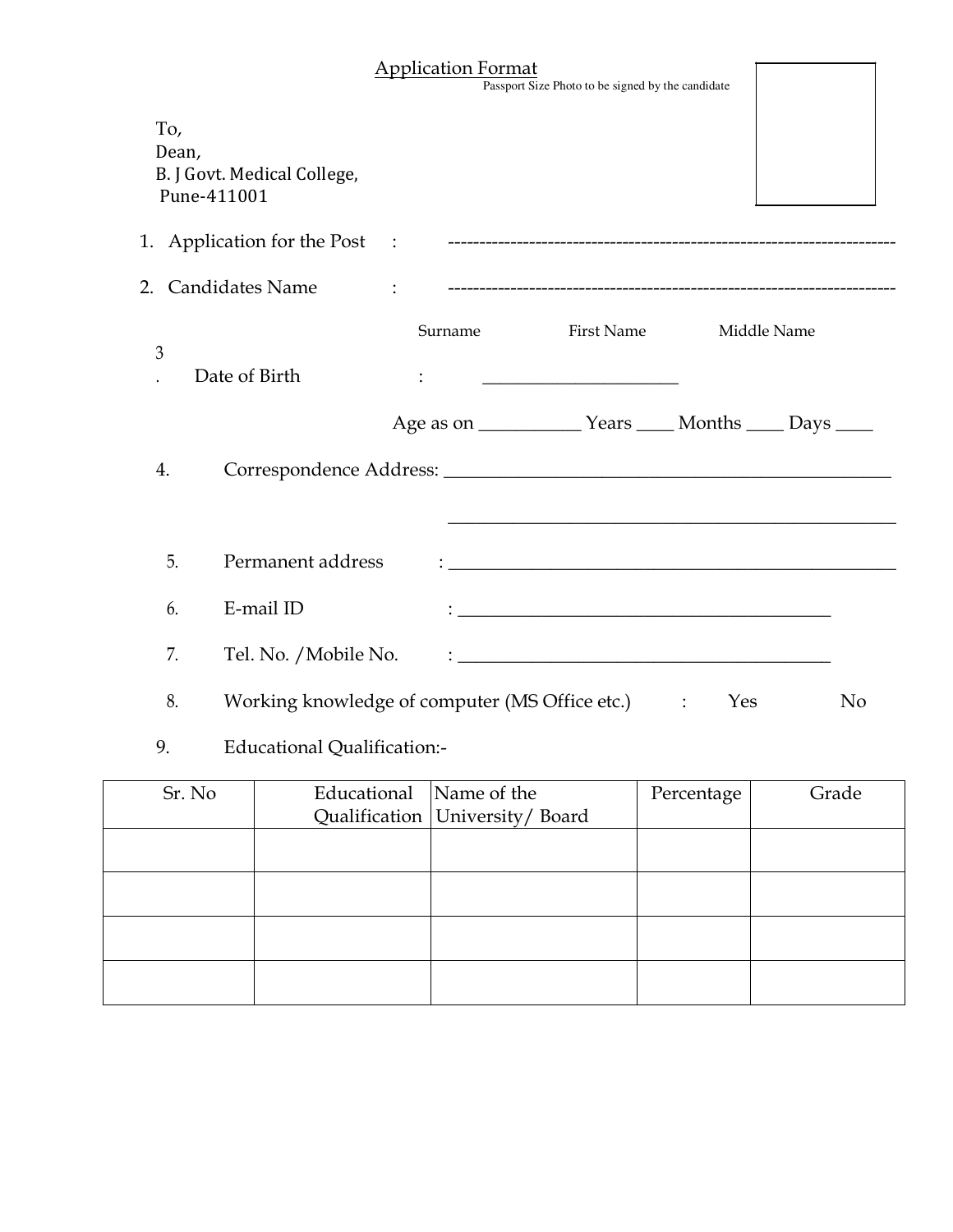# Application Format

Passport Size Photo to be signed by the candidate

To,
Dean,
B. J Govt. Medical College,
Pune-411001

1. Application for the Post : -----------------------------------------------------------------------

2. Candidates Name : -----------------------------------------------------------------------

   Surname First Name Middle Name

3. Date of Birth : _____________________

   Age as on ___________ Years ____ Months ____ Days ____

4. Correspondence Address: __________________________________________________

   __________________________________________________

5. Permanent address : __________________________________________________

6. E-mail ID : __________________________________________

7. Tel. No. /Mobile No. : __________________________________________

8. Working knowledge of computer (MS Office etc.) : Yes No

9. Educational Qualification:-

| Sr. No | Educational Qualification | Name of the University/ Board | Percentage | Grade |
|---|---|---|---|---|
| | | | | |
| | | | | |
| | | | | |
| | | | | |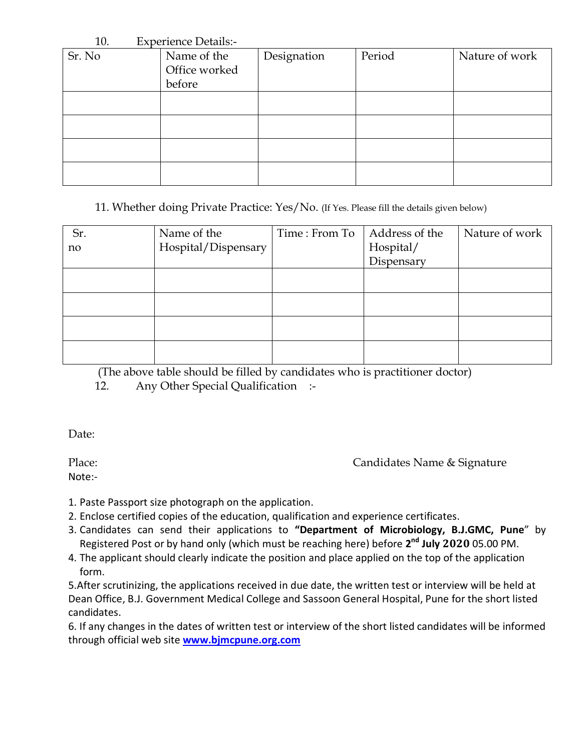10. Experience Details:-

| Sr. No | Name of the Office worked before | Designation | Period | Nature of work |
|---|---|---|---|---|
| | | | | |
| | | | | |
| | | | | |
| | | | | |

11. Whether doing Private Practice: Yes/No. (If Yes. Please fill the details given below)

| Sr. no | Name of the Hospital/Dispensary | Time : From To | Address of the Hospital/ Dispensary | Nature of work |
|---|---|---|---|---|
| | | | | |
| | | | | |
| | | | | |
| | | | | |

(The above table should be filled by candidates who is practitioner doctor)

12. Any Other Special Qualification :-

Date:

Place: Candidates Name & Signature

Note:-

1. Paste Passport size photograph on the application.
2. Enclose certified copies of the education, qualification and experience certificates.
3. Candidates can send their applications to **"Department of Microbiology, B.J.GMC, Pune"** by Registered Post or by hand only (which must be reaching here) before **2nd July 2020** 05.00 PM.
4. The applicant should clearly indicate the position and place applied on the top of the application form.

5.After scrutinizing, the applications received in due date, the written test or interview will be held at Dean Office, B.J. Government Medical College and Sassoon General Hospital, Pune for the short listed candidates.

6. If any changes in the dates of written test or interview of the short listed candidates will be informed through official web site **www.bjmcpune.org.com**